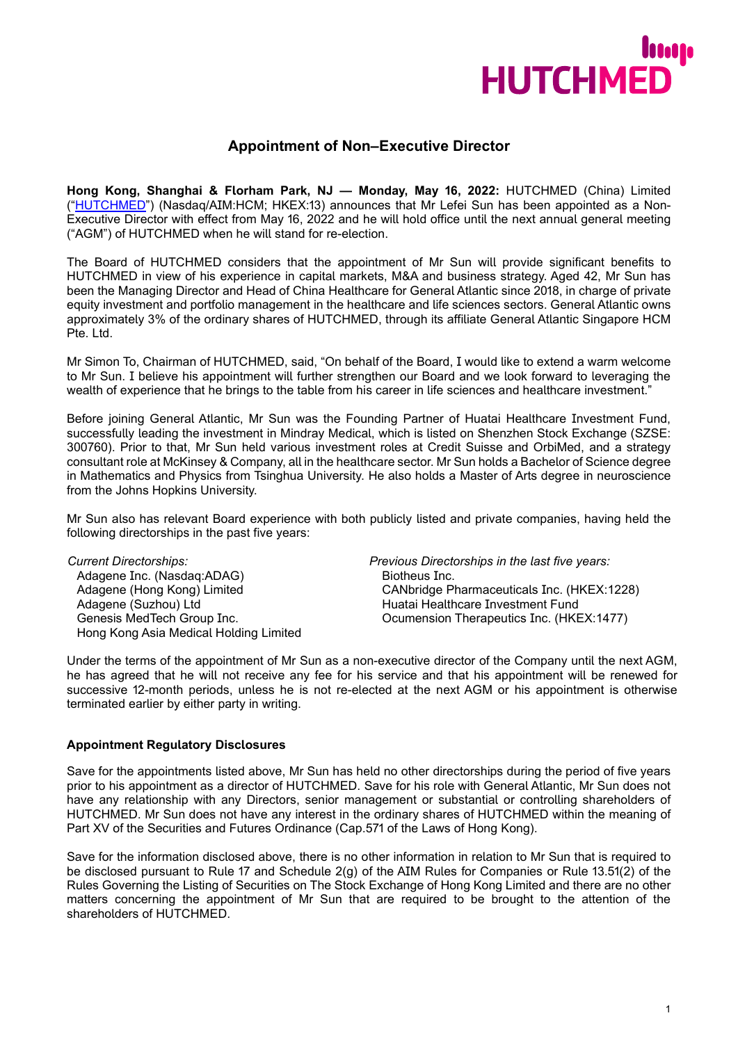# Appointment of Non–Executive Director

**Hong Kong, Shanghai & Florham Park, NJ — Monday, May 16, 2022:** HUTCHMED (China) Limited ("HUTCHMED") (Nasdaq/AIM:HCM; HKEX:13) announces that Mr Lefei Sun has been appointed as a Non-Executive Director with effect from May 16, 2022 and he will hold office until the next annual general meeting ("AGM") of HUTCHMED when he will stand for re-election.

The Board of HUTCHMED considers that the appointment of Mr Sun will provide significant benefits to HUTCHMED in view of his experience in capital markets, M&A and business strategy. Aged 42, Mr Sun has been the Managing Director and Head of China Healthcare for General Atlantic since 2018, in charge of private equity investment and portfolio management in the healthcare and life sciences sectors. General Atlantic owns approximately 3% of the ordinary shares of HUTCHMED, through its affiliate General Atlantic Singapore HCM Pte. Ltd.

Mr Simon To, Chairman of HUTCHMED, said, "On behalf of the Board, I would like to extend a warm welcome to Mr Sun. I believe his appointment will further strengthen our Board and we look forward to leveraging the wealth of experience that he brings to the table from his career in life sciences and healthcare investment."

Before joining General Atlantic, Mr Sun was the Founding Partner of Huatai Healthcare Investment Fund, successfully leading the investment in Mindray Medical, which is listed on Shenzhen Stock Exchange (SZSE: 300760). Prior to that, Mr Sun held various investment roles at Credit Suisse and OrbiMed, and a strategy consultant role at McKinsey & Company, all in the healthcare sector. Mr Sun holds a Bachelor of Science degree in Mathematics and Physics from Tsinghua University. He also holds a Master of Arts degree in neuroscience from the Johns Hopkins University.

Mr Sun also has relevant Board experience with both publicly listed and private companies, having held the following directorships in the past five years:

*Current Directorships:*

- Adagene Inc. (Nasdaq:ADAG)
- Adagene (Hong Kong) Limited
- Adagene (Suzhou) Ltd
- Genesis MedTech Group Inc.
- Hong Kong Asia Medical Holding Limited

*Previous Directorships in the last five years:*

- Biotheus Inc.
- CANbridge Pharmaceuticals Inc. (HKEX:1228)
- Huatai Healthcare Investment Fund
- Ocumension Therapeutics Inc. (HKEX:1477)

Under the terms of the appointment of Mr Sun as a non-executive director of the Company until the next AGM, he has agreed that he will not receive any fee for his service and that his appointment will be renewed for successive 12-month periods, unless he is not re-elected at the next AGM or his appointment is otherwise terminated earlier by either party in writing.

### Appointment Regulatory Disclosures

Save for the appointments listed above, Mr Sun has held no other directorships during the period of five years prior to his appointment as a director of HUTCHMED. Save for his role with General Atlantic, Mr Sun does not have any relationship with any Directors, senior management or substantial or controlling shareholders of HUTCHMED. Mr Sun does not have any interest in the ordinary shares of HUTCHMED within the meaning of Part XV of the Securities and Futures Ordinance (Cap.571 of the Laws of Hong Kong).

Save for the information disclosed above, there is no other information in relation to Mr Sun that is required to be disclosed pursuant to Rule 17 and Schedule 2(g) of the AIM Rules for Companies or Rule 13.51(2) of the Rules Governing the Listing of Securities on The Stock Exchange of Hong Kong Limited and there are no other matters concerning the appointment of Mr Sun that are required to be brought to the attention of the shareholders of HUTCHMED.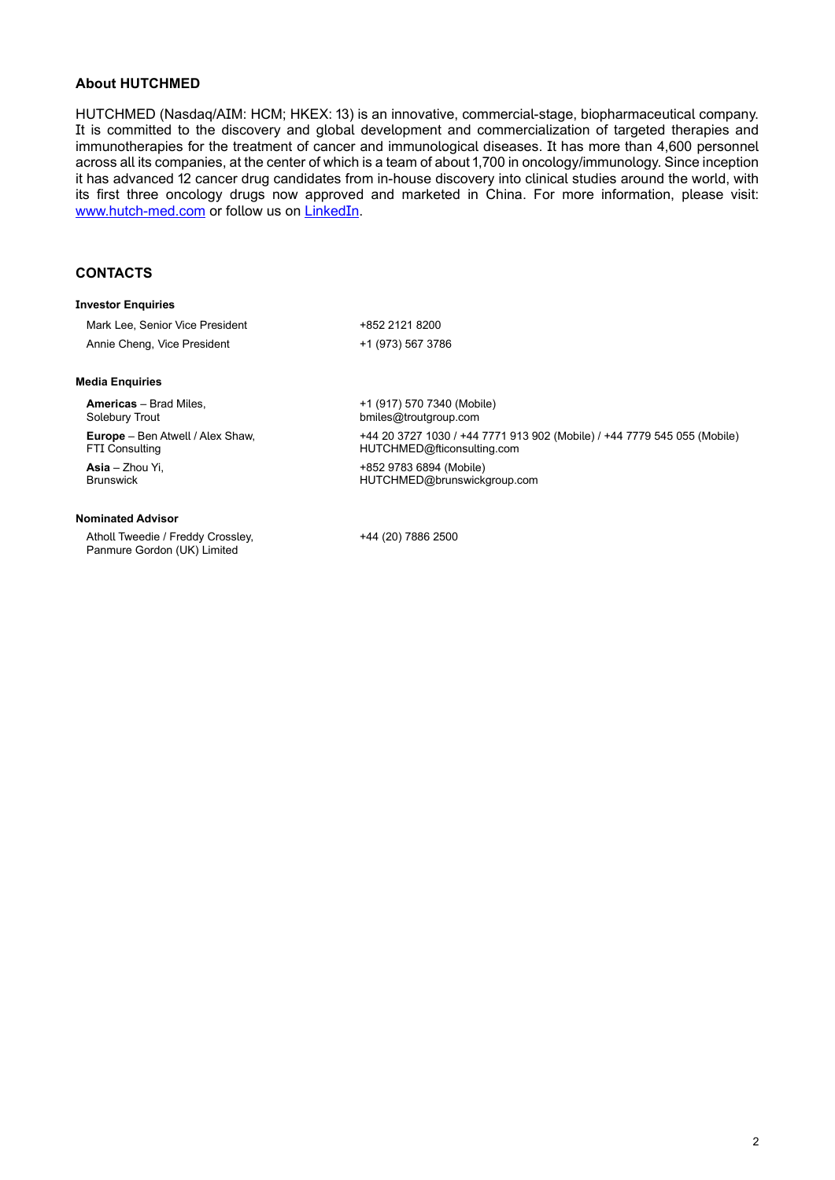## About HUTCHMED

HUTCHMED (Nasdaq/AIM: HCM; HKEX: 13) is an innovative, commercial-stage, biopharmaceutical company. It is committed to the discovery and global development and commercialization of targeted therapies and immunotherapies for the treatment of cancer and immunological diseases. It has more than 4,600 personnel across all its companies, at the center of which is a team of about 1,700 in oncology/immunology. Since inception it has advanced 12 cancer drug candidates from in-house discovery into clinical studies around the world, with its first three oncology drugs now approved and marketed in China. For more information, please visit: [www.hutch-med.com](http://www.hutch-med.com) or follow us on [LinkedIn](https://www.linkedin.com).

## CONTACTS

**Investor Enquiries**

| | |
|---|---|
| Mark Lee, Senior Vice President | +852 2121 8200 |
| Annie Cheng, Vice President | +1 (973) 567 3786 |

**Media Enquiries**

| | |
|---|---|
| **Americas** – Brad Miles, Solebury Trout | +1 (917) 570 7340 (Mobile) bmiles@troutgroup.com |
| **Europe** – Ben Atwell / Alex Shaw, FTI Consulting | +44 20 3727 1030 / +44 7771 913 902 (Mobile) / +44 7779 545 055 (Mobile) HUTCHMED@fticonsulting.com |
| **Asia** – Zhou Yi, Brunswick | +852 9783 6894 (Mobile) HUTCHMED@brunswickgroup.com |

**Nominated Advisor**

| | |
|---|---|
| Atholl Tweedie / Freddy Crossley, Panmure Gordon (UK) Limited | +44 (20) 7886 2500 |